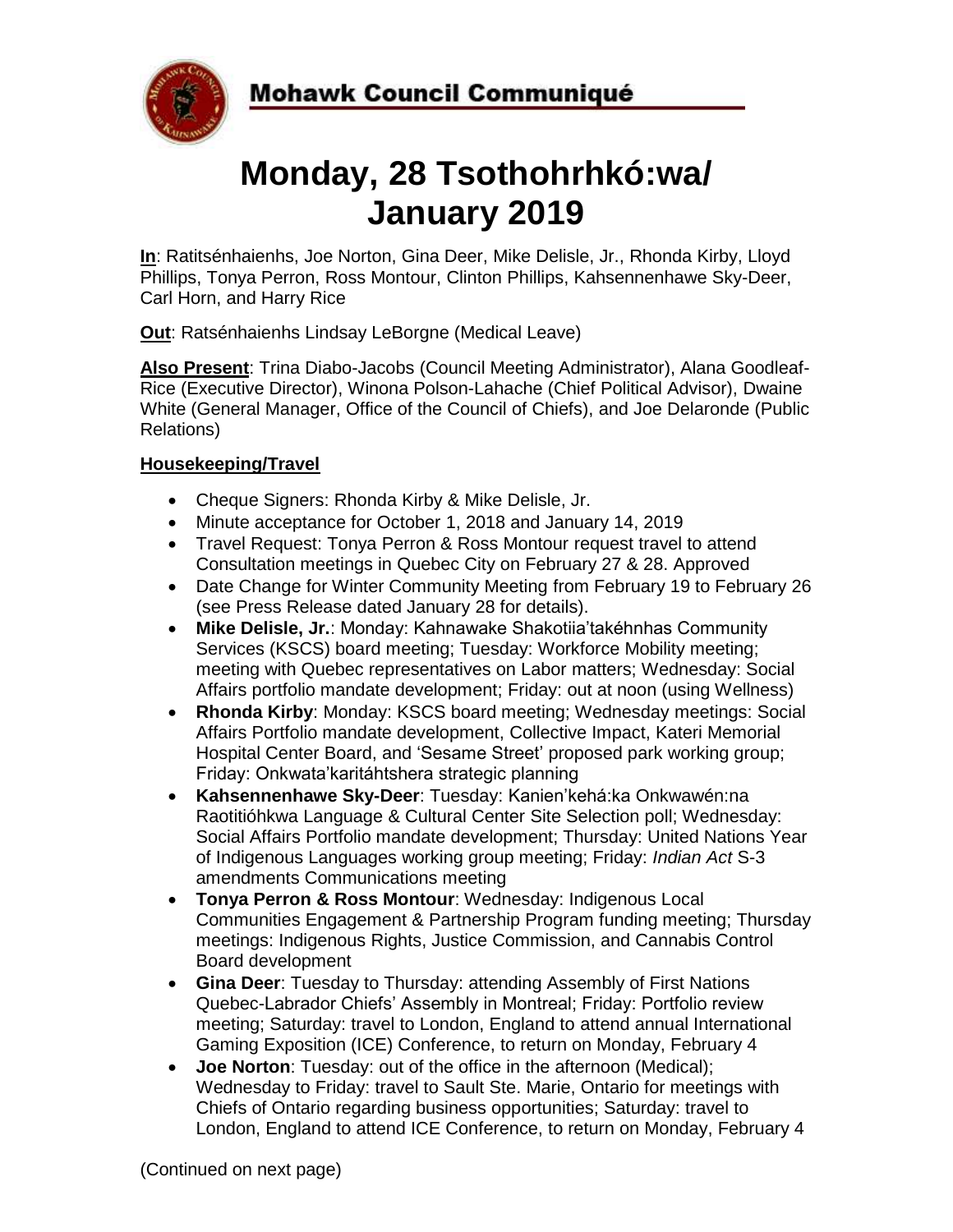**Mohawk Council Communiqué**

# Monday, 28 Tsothohrhkó:wa/ January 2019

**In**: Ratitsénhaienhs, Joe Norton, Gina Deer, Mike Delisle, Jr., Rhonda Kirby, Lloyd Phillips, Tonya Perron, Ross Montour, Clinton Phillips, Kahsennenhawe Sky-Deer, Carl Horn, and Harry Rice

**Out**: Ratsénhaienhs Lindsay LeBorgne (Medical Leave)

**Also Present**: Trina Diabo-Jacobs (Council Meeting Administrator), Alana Goodleaf-Rice (Executive Director), Winona Polson-Lahache (Chief Political Advisor), Dwaine White (General Manager, Office of the Council of Chiefs), and Joe Delaronde (Public Relations)

## Housekeeping/Travel

- Cheque Signers: Rhonda Kirby & Mike Delisle, Jr.
- Minute acceptance for October 1, 2018 and January 14, 2019
- Travel Request: Tonya Perron & Ross Montour request travel to attend Consultation meetings in Quebec City on February 27 & 28. Approved
- Date Change for Winter Community Meeting from February 19 to February 26 (see Press Release dated January 28 for details).
- **Mike Delisle, Jr.**: Monday: Kahnawake Shakotiia'takéhnhas Community Services (KSCS) board meeting; Tuesday: Workforce Mobility meeting; meeting with Quebec representatives on Labor matters; Wednesday: Social Affairs portfolio mandate development; Friday: out at noon (using Wellness)
- **Rhonda Kirby**: Monday: KSCS board meeting; Wednesday meetings: Social Affairs Portfolio mandate development, Collective Impact, Kateri Memorial Hospital Center Board, and 'Sesame Street' proposed park working group; Friday: Onkwata'karitáhtshera strategic planning
- **Kahsennenhawe Sky-Deer**: Tuesday: Kanien'kehá:ka Onkwawén:na Raotitióhkwa Language & Cultural Center Site Selection poll; Wednesday: Social Affairs Portfolio mandate development; Thursday: United Nations Year of Indigenous Languages working group meeting; Friday: *Indian Act* S-3 amendments Communications meeting
- **Tonya Perron & Ross Montour**: Wednesday: Indigenous Local Communities Engagement & Partnership Program funding meeting; Thursday meetings: Indigenous Rights, Justice Commission, and Cannabis Control Board development
- **Gina Deer**: Tuesday to Thursday: attending Assembly of First Nations Quebec-Labrador Chiefs' Assembly in Montreal; Friday: Portfolio review meeting; Saturday: travel to London, England to attend annual International Gaming Exposition (ICE) Conference, to return on Monday, February 4
- **Joe Norton**: Tuesday: out of the office in the afternoon (Medical); Wednesday to Friday: travel to Sault Ste. Marie, Ontario for meetings with Chiefs of Ontario regarding business opportunities; Saturday: travel to London, England to attend ICE Conference, to return on Monday, February 4

(Continued on next page)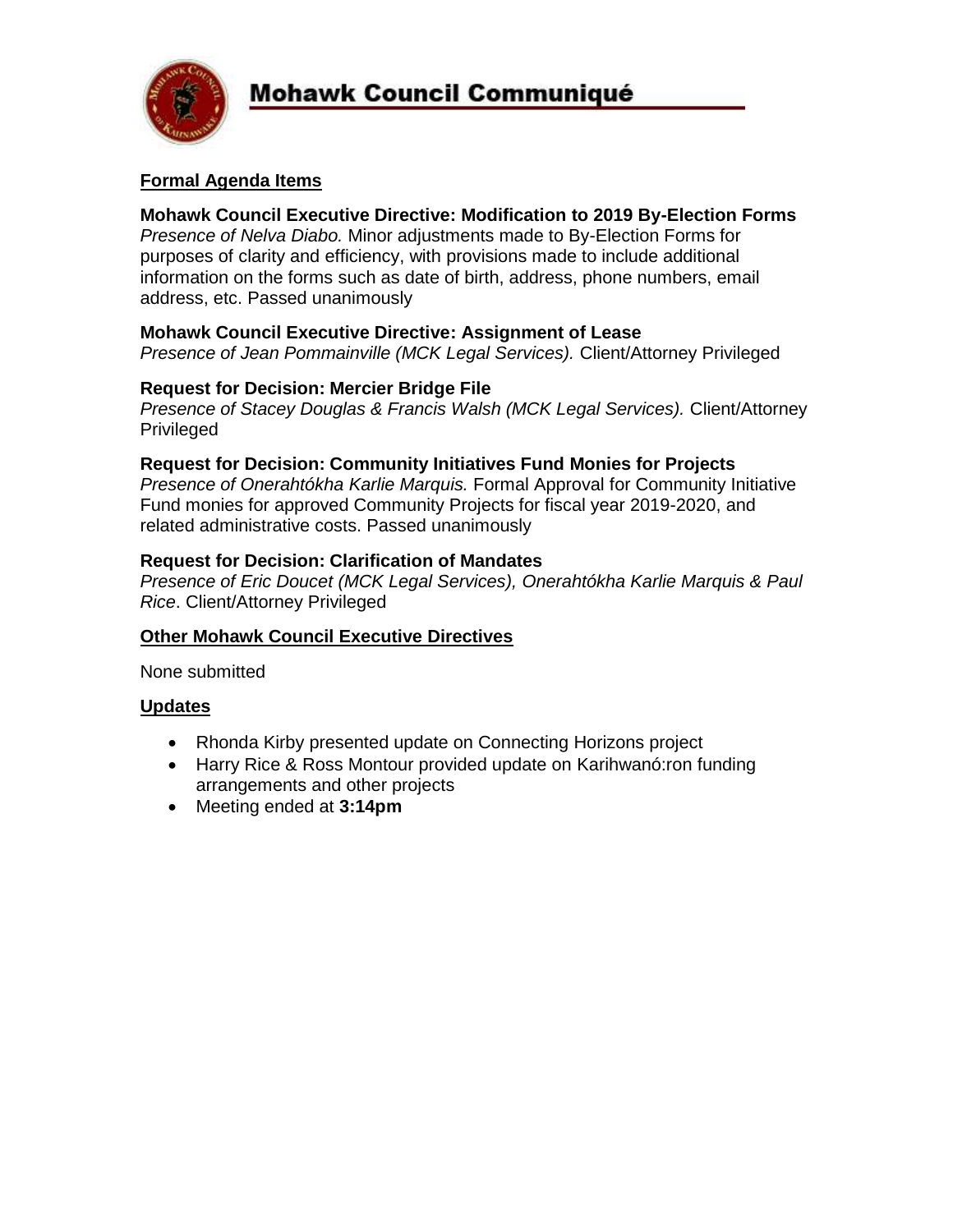# Mohawk Council Communiqué

## Formal Agenda Items

**Mohawk Council Executive Directive: Modification to 2019 By-Election Forms**
*Presence of Nelva Diabo.* Minor adjustments made to By-Election Forms for purposes of clarity and efficiency, with provisions made to include additional information on the forms such as date of birth, address, phone numbers, email address, etc. Passed unanimously

**Mohawk Council Executive Directive: Assignment of Lease**
*Presence of Jean Pommainville (MCK Legal Services).* Client/Attorney Privileged

**Request for Decision: Mercier Bridge File**
*Presence of Stacey Douglas & Francis Walsh (MCK Legal Services).* Client/Attorney Privileged

**Request for Decision: Community Initiatives Fund Monies for Projects**
*Presence of Onerahtókha Karlie Marquis.* Formal Approval for Community Initiative Fund monies for approved Community Projects for fiscal year 2019-2020, and related administrative costs. Passed unanimously

**Request for Decision: Clarification of Mandates**
*Presence of Eric Doucet (MCK Legal Services), Onerahtókha Karlie Marquis & Paul Rice*. Client/Attorney Privileged

## Other Mohawk Council Executive Directives

None submitted

## Updates

- Rhonda Kirby presented update on Connecting Horizons project
- Harry Rice & Ross Montour provided update on Karihwanó:ron funding arrangements and other projects
- Meeting ended at **3:14pm**